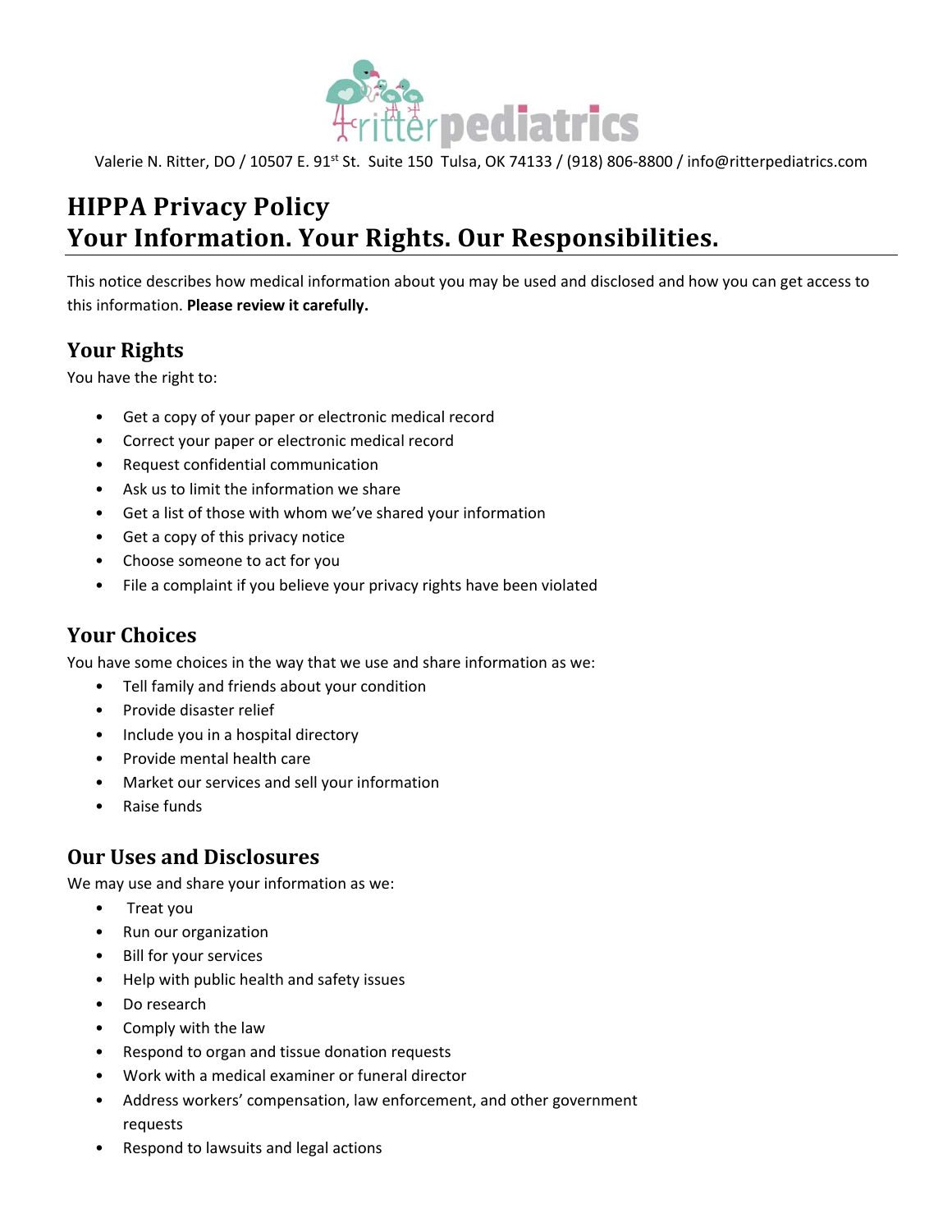ritter pediatrics

Valerie N. Ritter, DO / 10507 E. 91st St. Suite 150 Tulsa, OK 74133 / (918) 806-8800 / info@ritterpediatrics.com

# HIPPA Privacy Policy
# Your Information. Your Rights. Our Responsibilities.

This notice describes how medical information about you may be used and disclosed and how you can get access to this information. **Please review it carefully.**

## Your Rights

You have the right to:

- Get a copy of your paper or electronic medical record
- Correct your paper or electronic medical record
- Request confidential communication
- Ask us to limit the information we share
- Get a list of those with whom we've shared your information
- Get a copy of this privacy notice
- Choose someone to act for you
- File a complaint if you believe your privacy rights have been violated

## Your Choices

You have some choices in the way that we use and share information as we:

- Tell family and friends about your condition
- Provide disaster relief
- Include you in a hospital directory
- Provide mental health care
- Market our services and sell your information
- Raise funds

## Our Uses and Disclosures

We may use and share your information as we:

- Treat you
- Run our organization
- Bill for your services
- Help with public health and safety issues
- Do research
- Comply with the law
- Respond to organ and tissue donation requests
- Work with a medical examiner or funeral director
- Address workers' compensation, law enforcement, and other government requests
- Respond to lawsuits and legal actions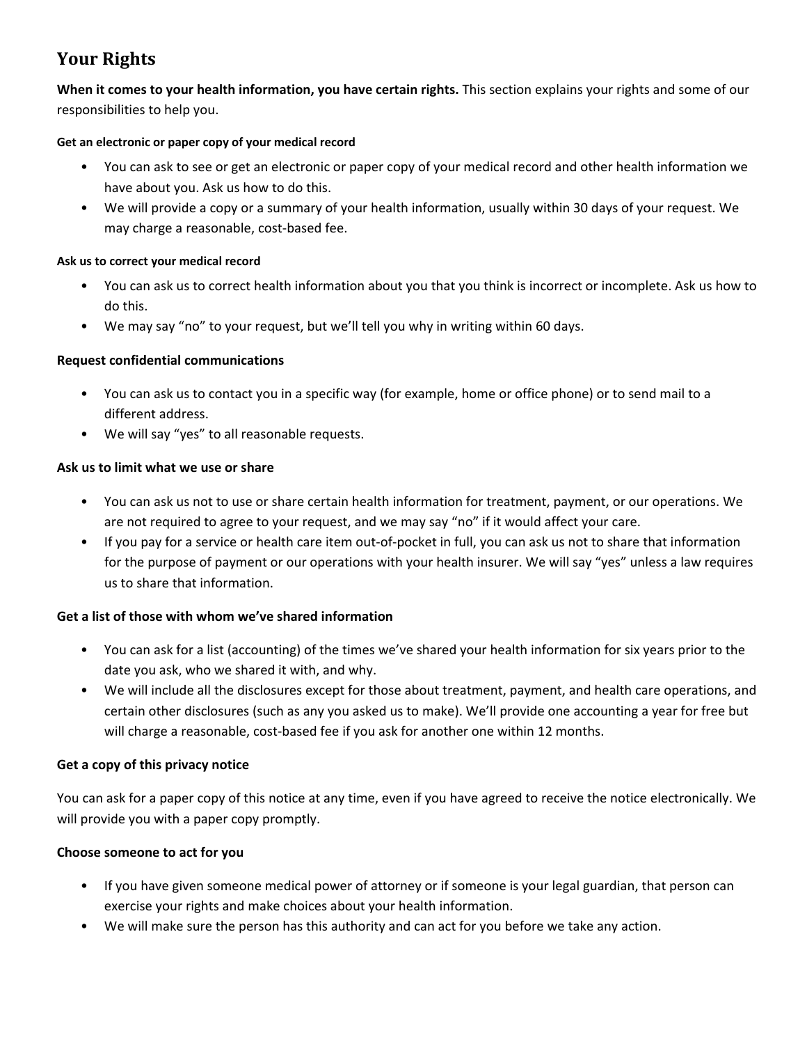## Your Rights

**When it comes to your health information, you have certain rights.** This section explains your rights and some of our responsibilities to help you.

#### Get an electronic or paper copy of your medical record

- You can ask to see or get an electronic or paper copy of your medical record and other health information we have about you. Ask us how to do this.
- We will provide a copy or a summary of your health information, usually within 30 days of your request. We may charge a reasonable, cost-based fee.

#### Ask us to correct your medical record

- You can ask us to correct health information about you that you think is incorrect or incomplete. Ask us how to do this.
- We may say "no" to your request, but we'll tell you why in writing within 60 days.

### Request confidential communications

- You can ask us to contact you in a specific way (for example, home or office phone) or to send mail to a different address.
- We will say "yes" to all reasonable requests.

### Ask us to limit what we use or share

- You can ask us not to use or share certain health information for treatment, payment, or our operations. We are not required to agree to your request, and we may say "no" if it would affect your care.
- If you pay for a service or health care item out-of-pocket in full, you can ask us not to share that information for the purpose of payment or our operations with your health insurer. We will say "yes" unless a law requires us to share that information.

### Get a list of those with whom we've shared information

- You can ask for a list (accounting) of the times we've shared your health information for six years prior to the date you ask, who we shared it with, and why.
- We will include all the disclosures except for those about treatment, payment, and health care operations, and certain other disclosures (such as any you asked us to make). We'll provide one accounting a year for free but will charge a reasonable, cost-based fee if you ask for another one within 12 months.

### Get a copy of this privacy notice

You can ask for a paper copy of this notice at any time, even if you have agreed to receive the notice electronically. We will provide you with a paper copy promptly.

### Choose someone to act for you

- If you have given someone medical power of attorney or if someone is your legal guardian, that person can exercise your rights and make choices about your health information.
- We will make sure the person has this authority and can act for you before we take any action.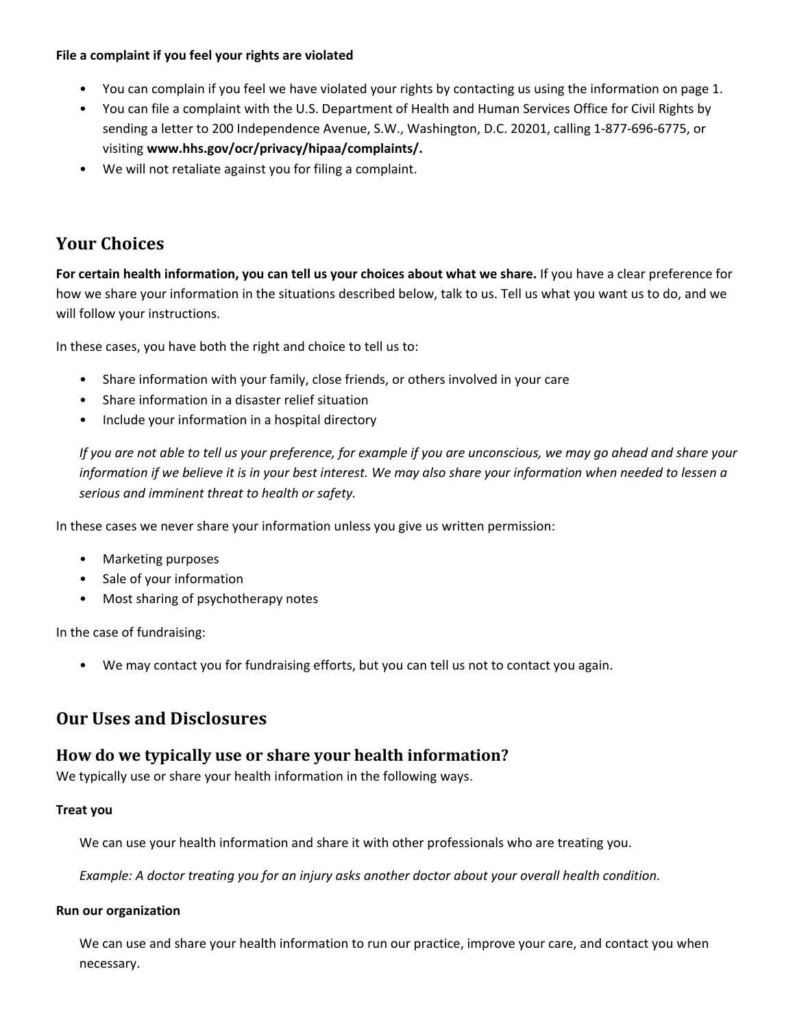**File a complaint if you feel your rights are violated**

- You can complain if you feel we have violated your rights by contacting us using the information on page 1.
- You can file a complaint with the U.S. Department of Health and Human Services Office for Civil Rights by sending a letter to 200 Independence Avenue, S.W., Washington, D.C. 20201, calling 1-877-696-6775, or visiting **www.hhs.gov/ocr/privacy/hipaa/complaints/.**
- We will not retaliate against you for filing a complaint.

## Your Choices

**For certain health information, you can tell us your choices about what we share.** If you have a clear preference for how we share your information in the situations described below, talk to us. Tell us what you want us to do, and we will follow your instructions.

In these cases, you have both the right and choice to tell us to:

- Share information with your family, close friends, or others involved in your care
- Share information in a disaster relief situation
- Include your information in a hospital directory

*If you are not able to tell us your preference, for example if you are unconscious, we may go ahead and share your information if we believe it is in your best interest. We may also share your information when needed to lessen a serious and imminent threat to health or safety.*

In these cases we never share your information unless you give us written permission:

- Marketing purposes
- Sale of your information
- Most sharing of psychotherapy notes

In the case of fundraising:

- We may contact you for fundraising efforts, but you can tell us not to contact you again.

## Our Uses and Disclosures

### How do we typically use or share your health information?

We typically use or share your health information in the following ways.

**Treat you**

We can use your health information and share it with other professionals who are treating you.

*Example: A doctor treating you for an injury asks another doctor about your overall health condition.*

**Run our organization**

We can use and share your health information to run our practice, improve your care, and contact you when necessary.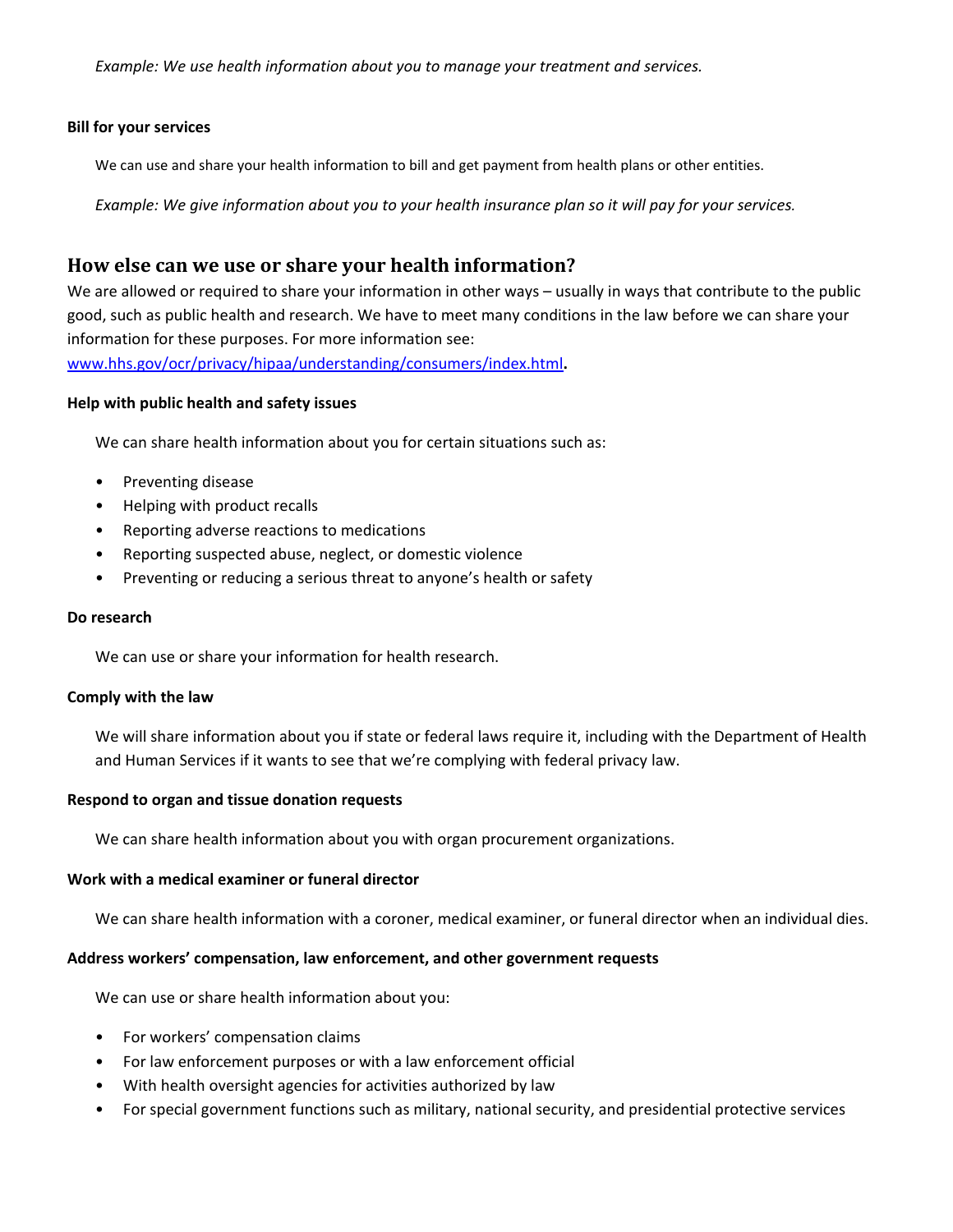*Example: We use health information about you to manage your treatment and services.*

**Bill for your services**

We can use and share your health information to bill and get payment from health plans or other entities.

*Example: We give information about you to your health insurance plan so it will pay for your services.*

## How else can we use or share your health information?

We are allowed or required to share your information in other ways – usually in ways that contribute to the public good, such as public health and research. We have to meet many conditions in the law before we can share your information for these purposes. For more information see: [www.hhs.gov/ocr/privacy/hipaa/understanding/consumers/index.html](http://www.hhs.gov/ocr/privacy/hipaa/understanding/consumers/index.html).

**Help with public health and safety issues**

We can share health information about you for certain situations such as:

- Preventing disease
- Helping with product recalls
- Reporting adverse reactions to medications
- Reporting suspected abuse, neglect, or domestic violence
- Preventing or reducing a serious threat to anyone's health or safety

**Do research**

We can use or share your information for health research.

**Comply with the law**

We will share information about you if state or federal laws require it, including with the Department of Health and Human Services if it wants to see that we're complying with federal privacy law.

**Respond to organ and tissue donation requests**

We can share health information about you with organ procurement organizations.

**Work with a medical examiner or funeral director**

We can share health information with a coroner, medical examiner, or funeral director when an individual dies.

**Address workers' compensation, law enforcement, and other government requests**

We can use or share health information about you:

- For workers' compensation claims
- For law enforcement purposes or with a law enforcement official
- With health oversight agencies for activities authorized by law
- For special government functions such as military, national security, and presidential protective services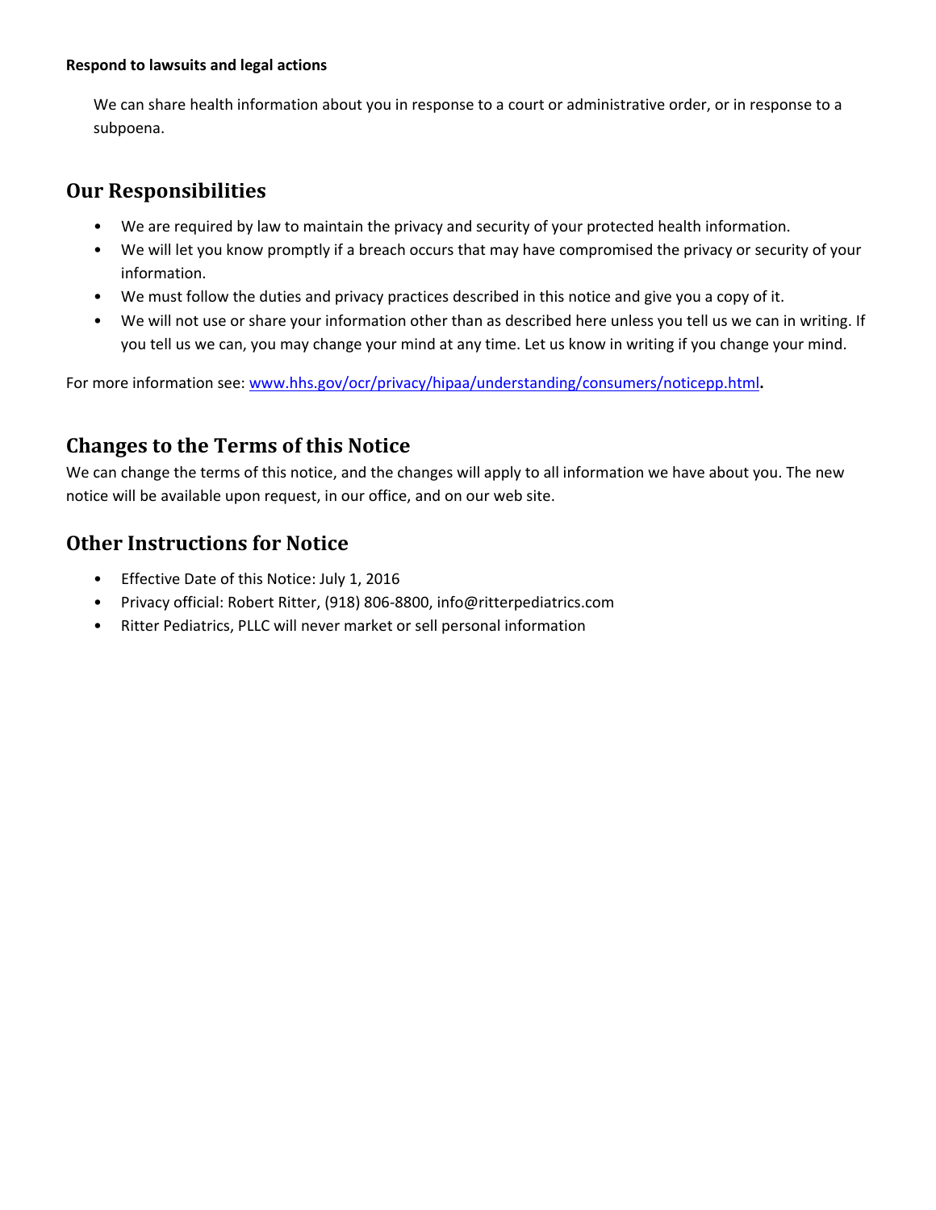**Respond to lawsuits and legal actions**

We can share health information about you in response to a court or administrative order, or in response to a subpoena.

## Our Responsibilities

- We are required by law to maintain the privacy and security of your protected health information.
- We will let you know promptly if a breach occurs that may have compromised the privacy or security of your information.
- We must follow the duties and privacy practices described in this notice and give you a copy of it.
- We will not use or share your information other than as described here unless you tell us we can in writing. If you tell us we can, you may change your mind at any time. Let us know in writing if you change your mind.

For more information see: www.hhs.gov/ocr/privacy/hipaa/understanding/consumers/noticepp.html**.**

## Changes to the Terms of this Notice

We can change the terms of this notice, and the changes will apply to all information we have about you. The new notice will be available upon request, in our office, and on our web site.

## Other Instructions for Notice

- Effective Date of this Notice: July 1, 2016
- Privacy official: Robert Ritter, (918) 806-8800, info@ritterpediatrics.com
- Ritter Pediatrics, PLLC will never market or sell personal information